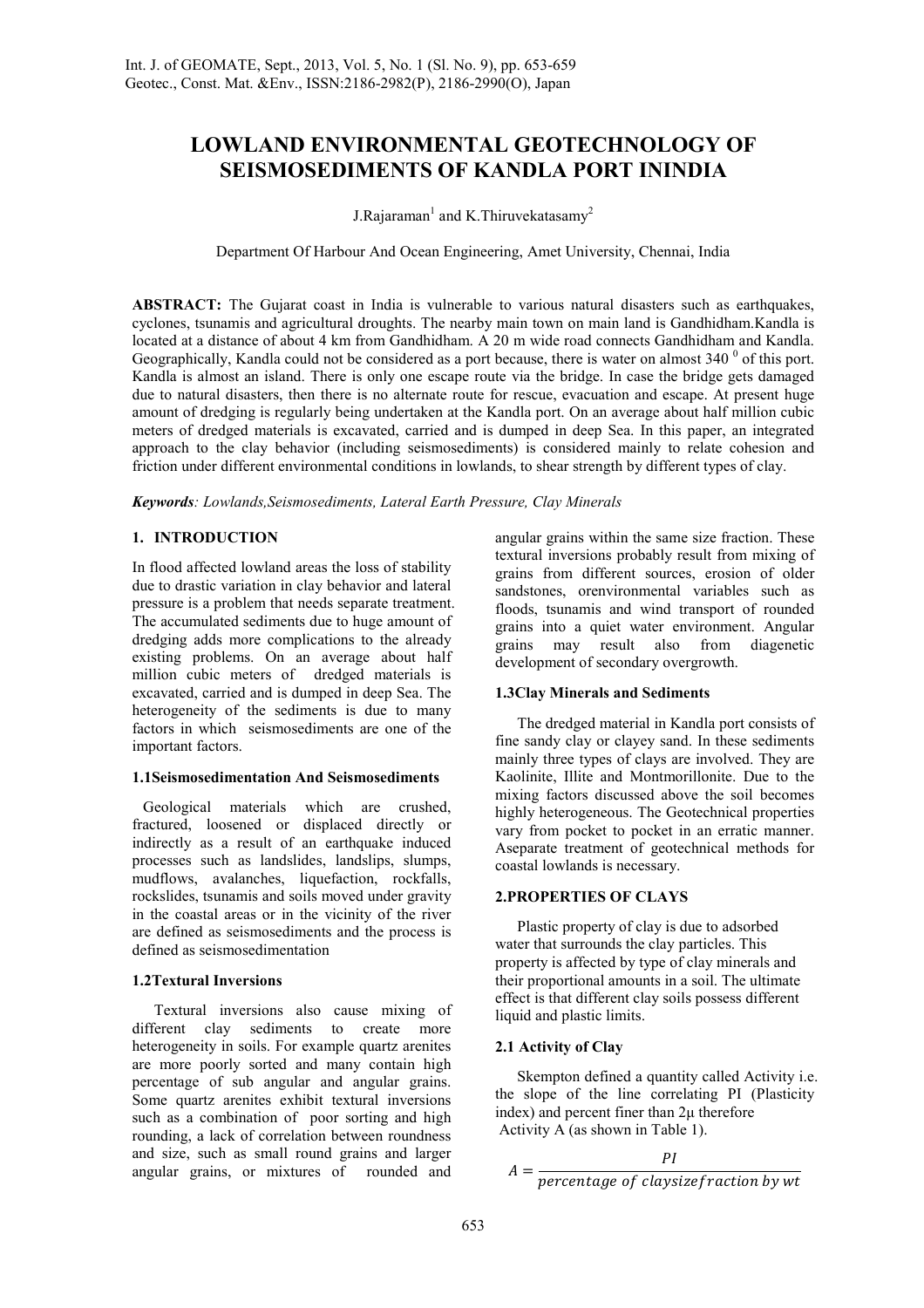# LOWLAND ENVIRONMENTAL GEOTECHNOLOGY OF SEISMOSEDIMENTS OF KANDLA PORT ININDIA

J.Rajaraman[1] and K.Thiruvekatasamy[2]

Department Of Harbour And Ocean Engineering, Amet University, Chennai, India

**ABSTRACT:** The Gujarat coast in India is vulnerable to various natural disasters such as earthquakes, cyclones, tsunamis and agricultural droughts. The nearby main town on main land is Gandhidham.Kandla is located at a distance of about 4 km from Gandhidham. A 20 m wide road connects Gandhidham and Kandla. Geographically, Kandla could not be considered as a port because, there is water on almost 340 $^{0}$ of this port. Kandla is almost an island. There is only one escape route via the bridge. In case the bridge gets damaged due to natural disasters, then there is no alternate route for rescue, evacuation and escape. At present huge amount of dredging is regularly being undertaken at the Kandla port. On an average about half million cubic meters of dredged materials is excavated, carried and is dumped in deep Sea. In this paper, an integrated approach to the clay behavior (including seismosediments) is considered mainly to relate cohesion and friction under different environmental conditions in lowlands, to shear strength by different types of clay.

***Keywords****: Lowlands,Seismosediments, Lateral Earth Pressure, Clay Minerals*

## 1. INTRODUCTION

In flood affected lowland areas the loss of stability due to drastic variation in clay behavior and lateral pressure is a problem that needs separate treatment. The accumulated sediments due to huge amount of dredging adds more complications to the already existing problems. On an average about half million cubic meters of dredged materials is excavated, carried and is dumped in deep Sea. The heterogeneity of the sediments is due to many factors in which seismosediments are one of the important factors.

### 1.1Seismosedimentation And Seismosediments

Geological materials which are crushed, fractured, loosened or displaced directly or indirectly as a result of an earthquake induced processes such as landslides, landslips, slumps, mudflows, avalanches, liquefaction, rockfalls, rockslides, tsunamis and soils moved under gravity in the coastal areas or in the vicinity of the river are defined as seismosediments and the process is defined as seismosedimentation

### 1.2Textural Inversions

Textural inversions also cause mixing of different clay sediments to create more heterogeneity in soils. For example quartz arenites are more poorly sorted and many contain high percentage of sub angular and angular grains. Some quartz arenites exhibit textural inversions such as a combination of poor sorting and high rounding, a lack of correlation between roundness and size, such as small round grains and larger angular grains, or mixtures of rounded and angular grains within the same size fraction. These textural inversions probably result from mixing of grains from different sources, erosion of older sandstones, orenvironmental variables such as floods, tsunamis and wind transport of rounded grains into a quiet water environment. Angular grains may result also from diagenetic development of secondary overgrowth.

### 1.3Clay Minerals and Sediments

The dredged material in Kandla port consists of fine sandy clay or clayey sand. In these sediments mainly three types of clays are involved. They are Kaolinite, Illite and Montmorillonite. Due to the mixing factors discussed above the soil becomes highly heterogeneous. The Geotechnical properties vary from pocket to pocket in an erratic manner. Aseparate treatment of geotechnical methods for coastal lowlands is necessary.

## 2.PROPERTIES OF CLAYS

Plastic property of clay is due to adsorbed water that surrounds the clay particles. This property is affected by type of clay minerals and their proportional amounts in a soil. The ultimate effect is that different clay soils possess different liquid and plastic limits.

### 2.1 Activity of Clay

Skempton defined a quantity called Activity i.e. the slope of the line correlating PI (Plasticity index) and percent finer than 2μ therefore Activity A (as shown in Table 1).

$$A = \frac{PI}{percentage\ of\ claysizefraction\ by\ wt}$$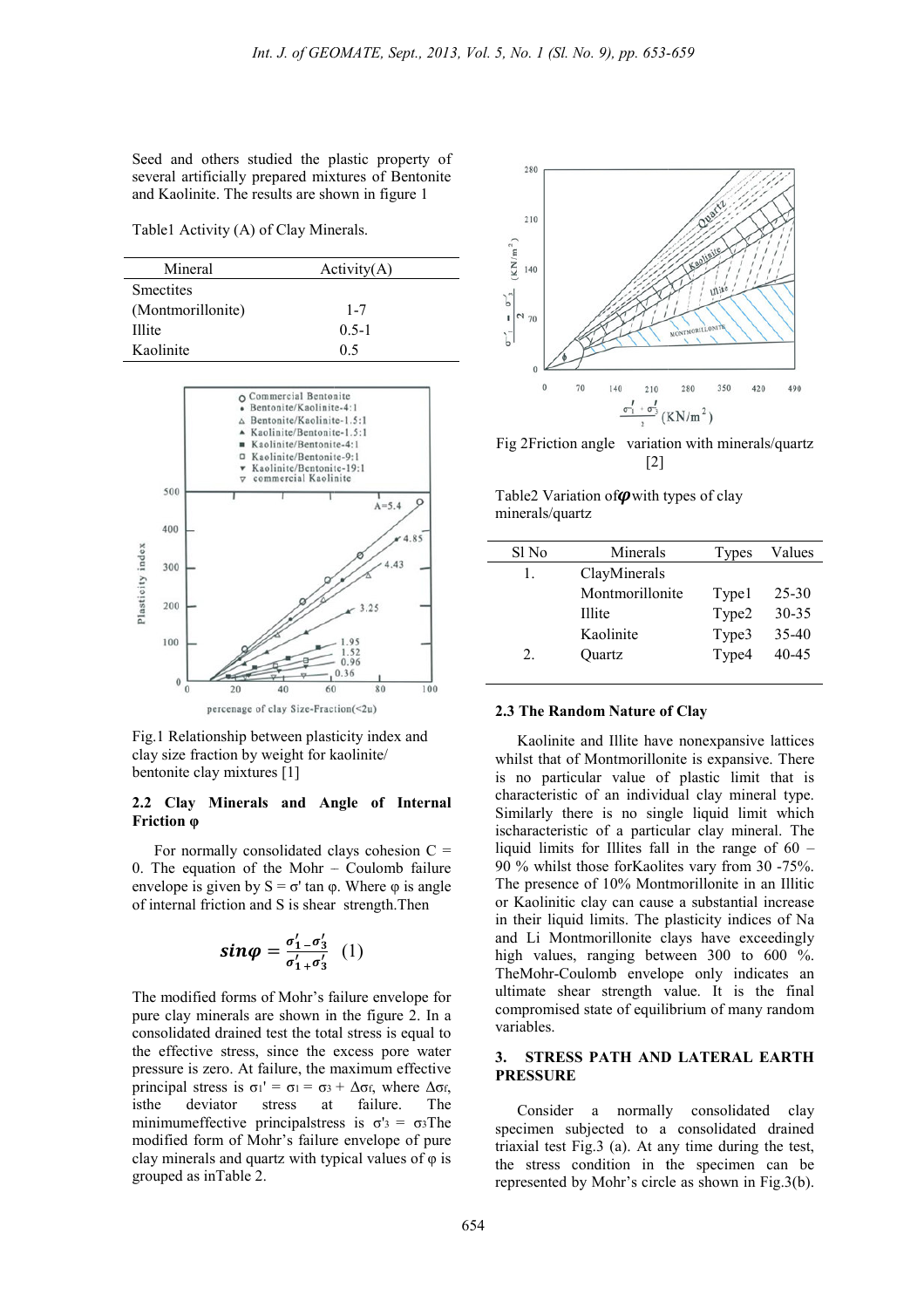Seed and others studied the plastic property of several artificially prepared mixtures of Bentonite and Kaolinite. The results are shown in figure 1

Table1 Activity (A) of Clay Minerals.

| Mineral | Activity(A) |
|---|---|
| Smectites (Montmorillonite) | 1-7 |
| Illite | 0.5-1 |
| Kaolinite | 0.5 |

Fig.1 Relationship between plasticity index and clay size fraction by weight for kaolinite/ bentonite clay mixtures [1]

### 2.2 Clay Minerals and Angle of Internal Friction φ

For normally consolidated clays cohesion C = 0. The equation of the Mohr – Coulomb failure envelope is given by $S = \sigma' \tan \varphi$. Where φ is angle of internal friction and S is shear strength.Then

$$\sin\varphi = \frac{\sigma'_1 - \sigma'_3}{\sigma'_1 + \sigma'_3} \quad (1)$$

The modified forms of Mohr's failure envelope for pure clay minerals are shown in the figure 2. In a consolidated drained test the total stress is equal to the effective stress, since the excess pore water pressure is zero. At failure, the maximum effective principal stress is $\sigma_1' = \sigma_1 = \sigma_3 + \Delta\sigma_f$, where $\Delta\sigma_f$, isthe deviator stress at failure. The minimumeffective principalstress is $\sigma'_3 = \sigma_3$The modified form of Mohr's failure envelope of pure clay minerals and quartz with typical values of φ is grouped as inTable 2.

Fig 2Friction angle variation with minerals/quartz [2]

Table2 Variation of $\varphi$ with types of clay minerals/quartz

| Sl No | Minerals | Types | Values |
|---|---|---|---|
| 1. | ClayMinerals | | |
| | Montmorillonite | Type1 | 25-30 |
| | Illite | Type2 | 30-35 |
| | Kaolinite | Type3 | 35-40 |
| 2. | Quartz | Type4 | 40-45 |

### 2.3 The Random Nature of Clay

Kaolinite and Illite have nonexpansive lattices whilst that of Montmorillonite is expansive. There is no particular value of plastic limit that is characteristic of an individual clay mineral type. Similarly there is no single liquid limit which ischaracteristic of a particular clay mineral. The liquid limits for Illites fall in the range of 60 – 90 % whilst those forKaolites vary from 30 -75%. The presence of 10% Montmorillonite in an Illitic or Kaolinitic clay can cause a substantial increase in their liquid limits. The plasticity indices of Na and Li Montmorillonite clays have exceedingly high values, ranging between 300 to 600 %. TheMohr-Coulomb envelope only indicates an ultimate shear strength value. It is the final compromised state of equilibrium of many random variables.

## 3. STRESS PATH AND LATERAL EARTH PRESSURE

Consider a normally consolidated clay specimen subjected to a consolidated drained triaxial test Fig.3 (a). At any time during the test, the stress condition in the specimen can be represented by Mohr's circle as shown in Fig.3(b).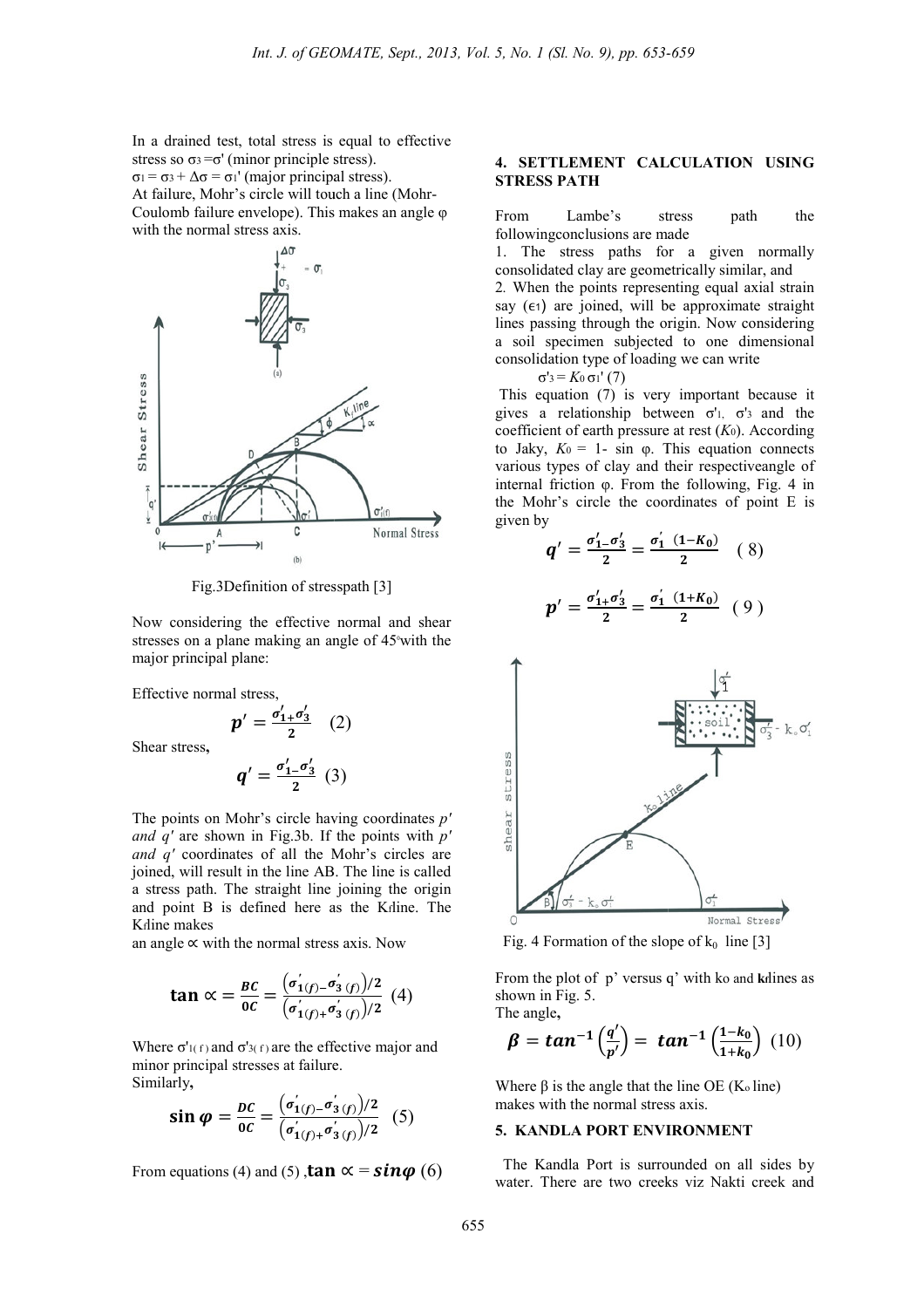In a drained test, total stress is equal to effective stress so $\sigma_3 = \sigma'$ (minor principle stress).

$\sigma_1 = \sigma_3 + \Delta\sigma = \sigma_1'$ (major principal stress).

At failure, Mohr's circle will touch a line (Mohr-Coulomb failure envelope). This makes an angle $\varphi$ with the normal stress axis.

Fig.3Definition of stresspath [3]

Now considering the effective normal and shear stresses on a plane making an angle of 45°with the major principal plane:

Effective normal stress,

$$p' = \frac{\sigma_1' + \sigma_3'}{2} \quad (2)$$

Shear stress,

$$q' = \frac{\sigma_1' - \sigma_3'}{2} \quad (3)$$

The points on Mohr's circle having coordinates *p′ and q′* are shown in Fig.3b. If the points with *p′ and q′* coordinates of all the Mohr's circles are joined, will result in the line AB. The line is called a stress path. The straight line joining the origin and point B is defined here as the $K_f$line. The $K_f$line makes

an angle $\propto$ with the normal stress axis. Now

$$\tan \propto = \frac{BC}{0C} = \frac{\left(\sigma'_{1(f)} - \sigma'_{3\,(f)}\right)/2}{\left(\sigma'_{1(f)} + \sigma'_{3\,(f)}\right)/2} \quad (4)$$

Where $\sigma'_{1(f)}$ and $\sigma'_{3(f)}$ are the effective major and minor principal stresses at failure.

Similarly,

$$\sin \varphi = \frac{DC}{0C} = \frac{\left(\sigma'_{1(f)} - \sigma'_{3\,(f)}\right)/2}{\left(\sigma'_{1(f)} + \sigma'_{3\,(f)}\right)/2} \quad (5)$$

From equations (4) and (5) ,$\tan \propto = \sin\varphi$ (6)

## 4. SETTLEMENT CALCULATION USING STRESS PATH

From Lambe's stress path the followingconclusions are made

1. The stress paths for a given normally consolidated clay are geometrically similar, and
2. When the points representing equal axial strain say ($\epsilon_1$) are joined, will be approximate straight lines passing through the origin. Now considering a soil specimen subjected to one dimensional consolidation type of loading we can write

$\sigma'_3 = K_0\,\sigma_1'$ (7)

This equation (7) is very important because it gives a relationship between $\sigma'_1$, $\sigma'_3$ and the coefficient of earth pressure at rest ($K_0$). According to Jaky, $K_0 = 1 - \sin\,\varphi$. This equation connects various types of clay and their respectiveangle of internal friction $\varphi$. From the following, Fig. 4 in the Mohr's circle the coordinates of point E is given by

$$q' = \frac{\sigma_1' - \sigma_3'}{2} = \frac{\sigma_1'\ (1 - K_0)}{2} \quad (8)$$

$$p' = \frac{\sigma_1' + \sigma_3'}{2} = \frac{\sigma_1'\ (1 + K_0)}{2} \quad (9)$$

Fig. 4 Formation of the slope of $k_0$ line [3]

From the plot of p' versus q' with $k_0$ and $k_f$lines as shown in Fig. 5.

The angle,

$$\beta = tan^{-1}\left(\frac{q'}{p'}\right) = tan^{-1}\left(\frac{1-k_0}{1+k_0}\right) \quad (10)$$

Where $\beta$ is the angle that the line OE ($K_0$ line) makes with the normal stress axis.

## 5. KANDLA PORT ENVIRONMENT

The Kandla Port is surrounded on all sides by water. There are two creeks viz Nakti creek and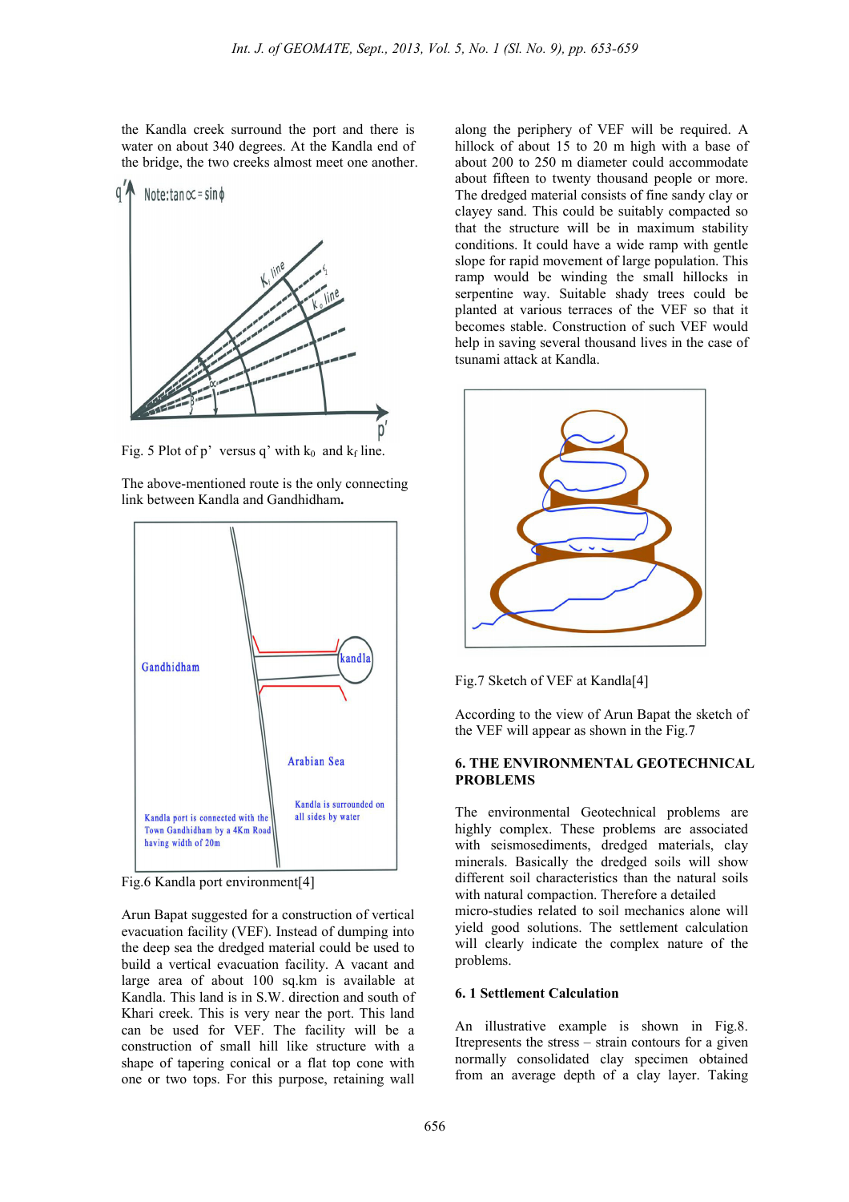the Kandla creek surround the port and there is water on about 340 degrees. At the Kandla end of the bridge, the two creeks almost meet one another.

Fig. 5 Plot of p' versus q' with $k_0$ and $k_f$ line.

The above-mentioned route is the only connecting link between Kandla and Gandhidham.

Fig.6 Kandla port environment[4]

Arun Bapat suggested for a construction of vertical evacuation facility (VEF). Instead of dumping into the deep sea the dredged material could be used to build a vertical evacuation facility. A vacant and large area of about 100 sq.km is available at Kandla. This land is in S.W. direction and south of Khari creek. This is very near the port. This land can be used for VEF. The facility will be a construction of small hill like structure with a shape of tapering conical or a flat top cone with one or two tops. For this purpose, retaining wall along the periphery of VEF will be required. A hillock of about 15 to 20 m high with a base of about 200 to 250 m diameter could accommodate about fifteen to twenty thousand people or more. The dredged material consists of fine sandy clay or clayey sand. This could be suitably compacted so that the structure will be in maximum stability conditions. It could have a wide ramp with gentle slope for rapid movement of large population. This ramp would be winding the small hillocks in serpentine way. Suitable shady trees could be planted at various terraces of the VEF so that it becomes stable. Construction of such VEF would help in saving several thousand lives in the case of tsunami attack at Kandla.

Fig.7 Sketch of VEF at Kandla[4]

According to the view of Arun Bapat the sketch of the VEF will appear as shown in the Fig.7

## 6. THE ENVIRONMENTAL GEOTECHNICAL PROBLEMS

The environmental Geotechnical problems are highly complex. These problems are associated with seismosediments, dredged materials, clay minerals. Basically the dredged soils will show different soil characteristics than the natural soils with natural compaction. Therefore a detailed micro-studies related to soil mechanics alone will yield good solutions. The settlement calculation will clearly indicate the complex nature of the problems.

### 6. 1 Settlement Calculation

An illustrative example is shown in Fig.8. Itrepresents the stress – strain contours for a given normally consolidated clay specimen obtained from an average depth of a clay layer. Taking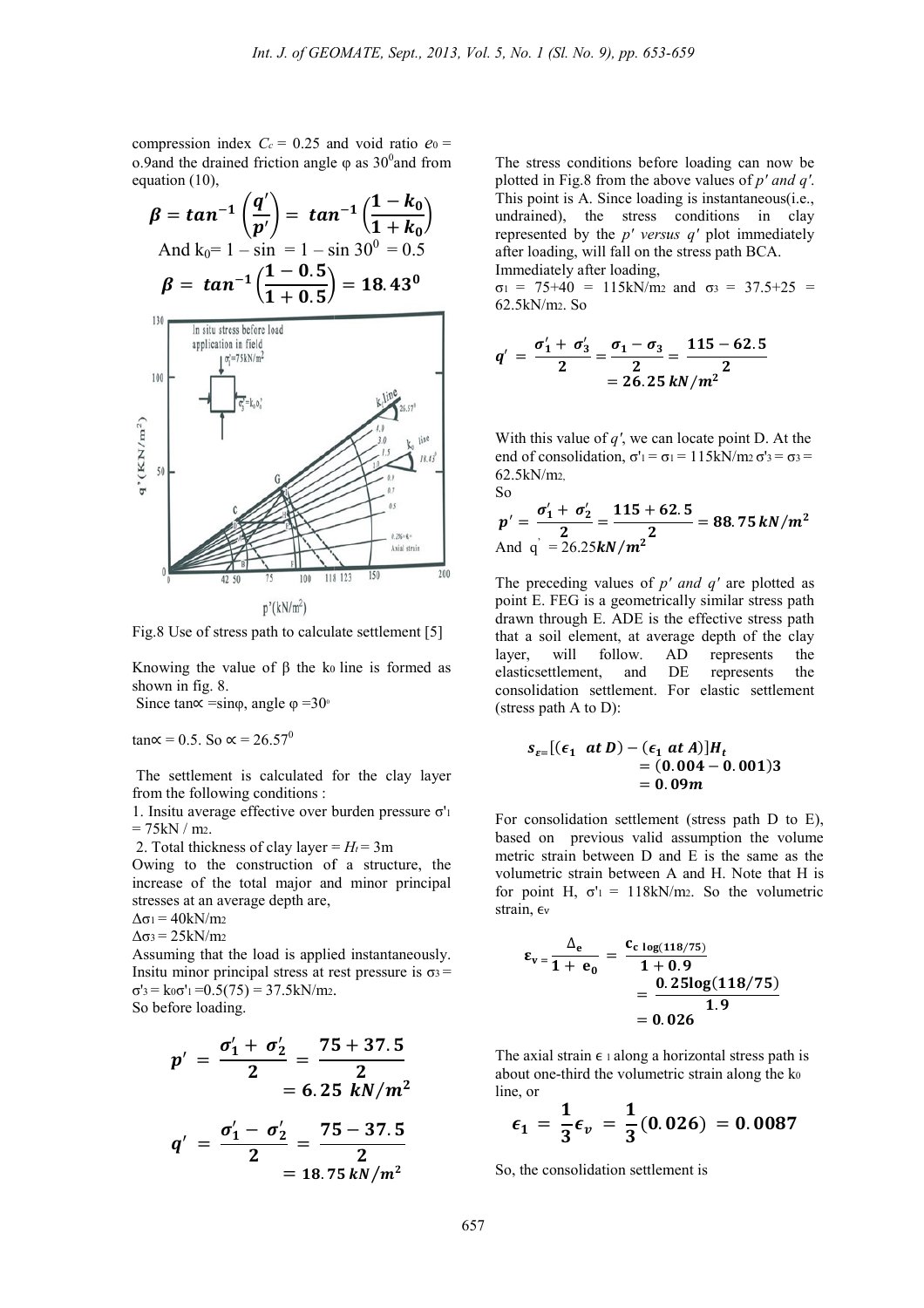compression index $C_c = 0.25$ and void ratio $e_0$ = o.9and the drained friction angle φ as 30$^0$and from equation (10),

$$\beta = tan^{-1}\left(\frac{q'}{p'}\right) = tan^{-1}\left(\frac{1-k_0}{1+k_0}\right)$$

And $k_0 = 1 - \sin = 1 - \sin 30^0 = 0.5$

$$\beta = tan^{-1}\left(\frac{1-0.5}{1+0.5}\right) = 18.43^0$$

Fig.8 Use of stress path to calculate settlement [5]

Knowing the value of β the $k_0$ line is formed as shown in fig. 8.

Since tan∝ =sinφ, angle φ =30°

tan∝ = 0.5. So ∝ = 26.57$^0$

The settlement is calculated for the clay layer from the following conditions :

1. Insitu average effective over burden pressure $\sigma'_1 = 75 kN/m_2$.

2. Total thickness of clay layer = $H_t$ = 3m

Owing to the construction of a structure, the increase of the total major and minor principal stresses at an average depth are,

$\Delta\sigma_1 = 40 kN/m_2$

$\Delta\sigma_3 = 25 kN/m_2$

Assuming that the load is applied instantaneously. Insitu minor principal stress at rest pressure is $\sigma_3 = \sigma'_3 = k_0\sigma'_1 = 0.5(75) = 37.5 kN/m_2$.

So before loading.

$$p' = \frac{\sigma'_1 + \sigma'_2}{2} = \frac{75+37.5}{2} = 6.25\ kN/m^2$$

$$q' = \frac{\sigma'_1 - \sigma'_2}{2} = \frac{75-37.5}{2} = 18.75\ kN/m^2$$

The stress conditions before loading can now be plotted in Fig.8 from the above values of *p′ and q′*. This point is A. Since loading is instantaneous(i.e., undrained), the stress conditions in clay represented by the *p′ versus q′* plot immediately after loading, will fall on the stress path BCA. Immediately after loading,

$\sigma_1 = 75+40 = 115 kN/m_2$ and $\sigma_3 = 37.5+25 = 62.5 kN/m_2$. So

$$q' = \frac{\sigma'_1 + \sigma'_3}{2} = \frac{\sigma_1 - \sigma_3}{2} = \frac{115-62.5}{2} = 26.25\ kN/m^2$$

With this value of *q′*, we can locate point D. At the end of consolidation, $\sigma'_1 = \sigma_1 = 115 kN/m_2$ $\sigma'_3 = \sigma_3 = 62.5 kN/m_2$,

So

$$p' = \frac{\sigma'_1 + \sigma'_2}{2} = \frac{115+62.5}{2} = 88.75\ kN/m^2$$

And $q' = 26.25 kN/m^2$

The preceding values of *p′ and q′* are plotted as point E. FEG is a geometrically similar stress path drawn through E. ADE is the effective stress path that a soil element, at average depth of the clay layer, will follow. AD represents the elasticsettlement, and DE represents the consolidation settlement. For elastic settlement (stress path A to D):

$$s_{\varepsilon} = [(\epsilon_1\ \ at\ D) - (\epsilon_1\ at\ A)]H_t = (0.004 - 0.001)3 = 0.09m$$

For consolidation settlement (stress path D to E), based on previous valid assumption the volume metric strain between D and E is the same as the volumetric strain between A and H. Note that H is for point H, $\sigma'_1 = 118 kN/m_2$. So the volumetric strain, $\epsilon_v$

$$\varepsilon_v = \frac{\Delta_e}{1+e_0} = \frac{c_c \log(118/75)}{1+0.9} = \frac{0.25\log(118/75)}{1.9} = 0.026$$

The axial strain $\epsilon_1$ along a horizontal stress path is about one-third the volumetric strain along the $k_0$ line, or

$$\epsilon_1 = \frac{1}{3}\epsilon_v = \frac{1}{3}(0.026) = 0.0087$$

So, the consolidation settlement is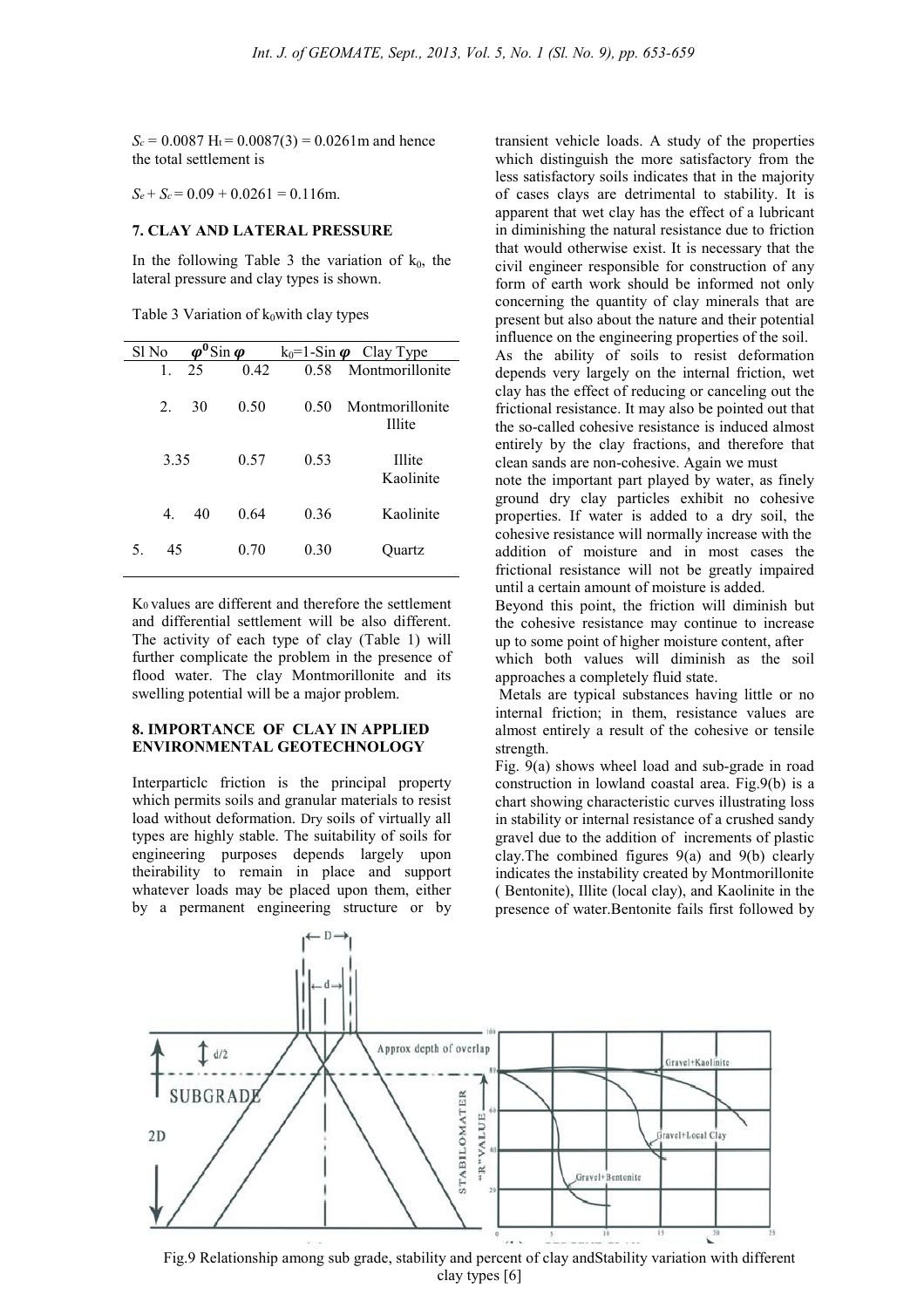$S_c$ = 0.0087 $H_t$ = 0.0087(3) = 0.0261m and hence the total settlement is

$S_e + S_c$ = 0.09 + 0.0261 = 0.116m.

## 7. CLAY AND LATERAL PRESSURE

In the following Table 3 the variation of $k_0$, the lateral pressure and clay types is shown.

Table 3 Variation of $k_0$ with clay types

| Sl No | $\varphi^0$ | Sin $\varphi$ | $k_0$=1-Sin $\varphi$ | Clay Type |
|---|---|---|---|---|
| 1. | 25 | 0.42 | 0.58 | Montmorillonite |
| 2. | 30 | 0.50 | 0.50 | Montmorillonite Illite |
| 3. | 35 | 0.57 | 0.53 | Illite Kaolinite |
| 4. | 40 | 0.64 | 0.36 | Kaolinite |
| 5. | 45 | 0.70 | 0.30 | Quartz |

$K_0$ values are different and therefore the settlement and differential settlement will be also different. The activity of each type of clay (Table 1) will further complicate the problem in the presence of flood water. The clay Montmorillonite and its swelling potential will be a major problem.

## 8. IMPORTANCE OF CLAY IN APPLIED ENVIRONMENTAL GEOTECHNOLOGY

Interparticlc friction is the principal property which permits soils and granular materials to resist load without deformation. Dry soils of virtually all types are highly stable. The suitability of soils for engineering purposes depends largely upon theirability to remain in place and support whatever loads may be placed upon them, either by a permanent engineering structure or by transient vehicle loads. A study of the properties which distinguish the more satisfactory from the less satisfactory soils indicates that in the majority of cases clays are detrimental to stability. It is apparent that wet clay has the effect of a lubricant in diminishing the natural resistance due to friction that would otherwise exist. It is necessary that the civil engineer responsible for construction of any form of earth work should be informed not only concerning the quantity of clay minerals that are present but also about the nature and their potential influence on the engineering properties of the soil.

As the ability of soils to resist deformation depends very largely on the internal friction, wet clay has the effect of reducing or canceling out the frictional resistance. It may also be pointed out that the so-called cohesive resistance is induced almost entirely by the clay fractions, and therefore that clean sands are non-cohesive. Again we must note the important part played by water, as finely ground dry clay particles exhibit no cohesive properties. If water is added to a dry soil, the cohesive resistance will normally increase with the addition of moisture and in most cases the frictional resistance will not be greatly impaired until a certain amount of moisture is added.

Beyond this point, the friction will diminish but the cohesive resistance may continue to increase up to some point of higher moisture content, after which both values will diminish as the soil approaches a completely fluid state.

Metals are typical substances having little or no internal friction; in them, resistance values are almost entirely a result of the cohesive or tensile strength.

Fig. 9(a) shows wheel load and sub-grade in road construction in lowland coastal area. Fig.9(b) is a chart showing characteristic curves illustrating loss in stability or internal resistance of a crushed sandy gravel due to the addition of increments of plastic clay.The combined figures 9(a) and 9(b) clearly indicates the instability created by Montmorillonite ( Bentonite), Illite (local clay), and Kaolinite in the presence of water.Bentonite fails first followed by

Fig.9 Relationship among sub grade, stability and percent of clay andStability variation with different clay types [6]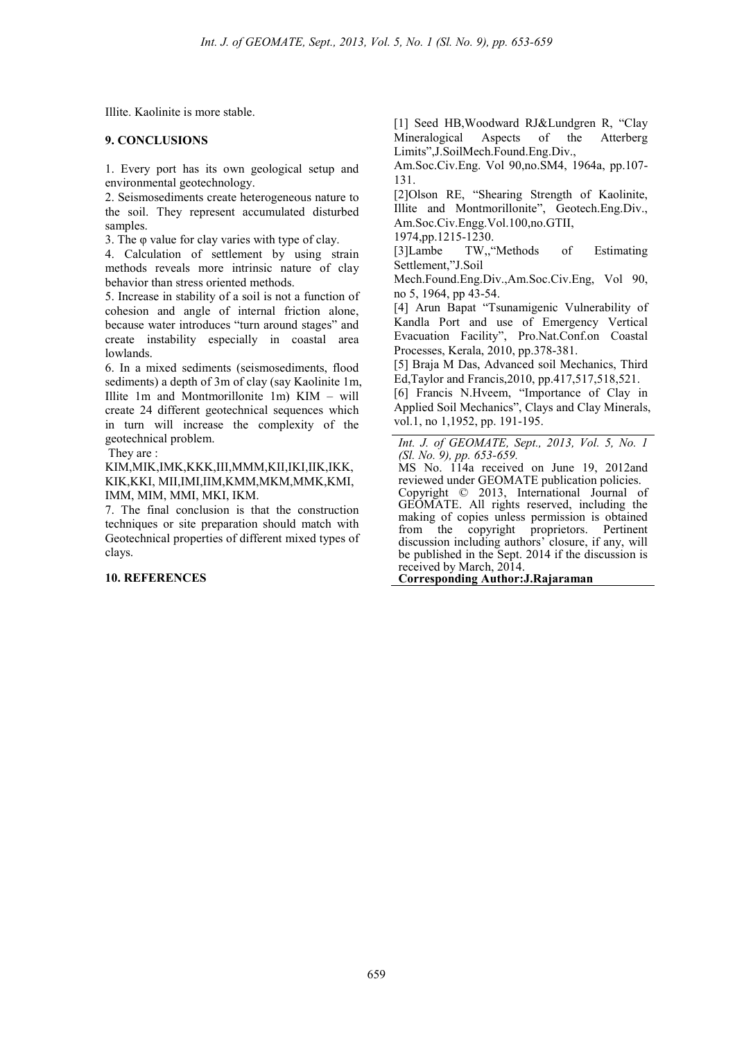Illite. Kaolinite is more stable.

## 9. CONCLUSIONS

1. Every port has its own geological setup and environmental geotechnology.
2. Seismosediments create heterogeneous nature to the soil. They represent accumulated disturbed samples.
3. The φ value for clay varies with type of clay.
4. Calculation of settlement by using strain methods reveals more intrinsic nature of clay behavior than stress oriented methods.
5. Increase in stability of a soil is not a function of cohesion and angle of internal friction alone, because water introduces "turn around stages" and create instability especially in coastal area lowlands.
6. In a mixed sediments (seismosediments, flood sediments) a depth of 3m of clay (say Kaolinite 1m, Illite 1m and Montmorillonite 1m) KIM – will create 24 different geotechnical sequences which in turn will increase the complexity of the geotechnical problem.

They are :

KIM,MIK,IMK,KKK,III,MMM,KII,IKI,IIK,IKK, KIK,KKI, MII,IMI,IIM,KMM,MKM,MMK,KMI, IMM, MIM, MMI, MKI, IKM.

7. The final conclusion is that the construction techniques or site preparation should match with Geotechnical properties of different mixed types of clays.

## 10. REFERENCES

[1] Seed HB,Woodward RJ&Lundgren R, "Clay Mineralogical Aspects of the Atterberg Limits",J.SoilMech.Found.Eng.Div., Am.Soc.Civ.Eng. Vol 90,no.SM4, 1964a, pp.107-131.

[2]Olson RE, "Shearing Strength of Kaolinite, Illite and Montmorillonite", Geotech.Eng.Div., Am.Soc.Civ.Engg.Vol.100,no.GTII, 1974,pp.1215-1230.

[3]Lambe TW,,"Methods of Estimating Settlement,"J.Soil Mech.Found.Eng.Div.,Am.Soc.Civ.Eng, Vol 90, no 5, 1964, pp 43-54.

[4] Arun Bapat "Tsunamigenic Vulnerability of Kandla Port and use of Emergency Vertical Evacuation Facility", Pro.Nat.Conf.on Coastal Processes, Kerala, 2010, pp.378-381.

[5] Braja M Das, Advanced soil Mechanics, Third Ed,Taylor and Francis,2010, pp.417,517,518,521.

[6] Francis N.Hveem, "Importance of Clay in Applied Soil Mechanics", Clays and Clay Minerals, vol.1, no 1,1952, pp. 191-195.

*Int. J. of GEOMATE, Sept., 2013, Vol. 5, No. 1 (Sl. No. 9), pp. 653-659.*

MS No. 114a received on June 19, 2012and reviewed under GEOMATE publication policies.

Copyright © 2013, International Journal of GEOMATE. All rights reserved, including the making of copies unless permission is obtained from the copyright proprietors. Pertinent discussion including authors' closure, if any, will be published in the Sept. 2014 if the discussion is received by March, 2014.

**Corresponding Author:J.Rajaraman**